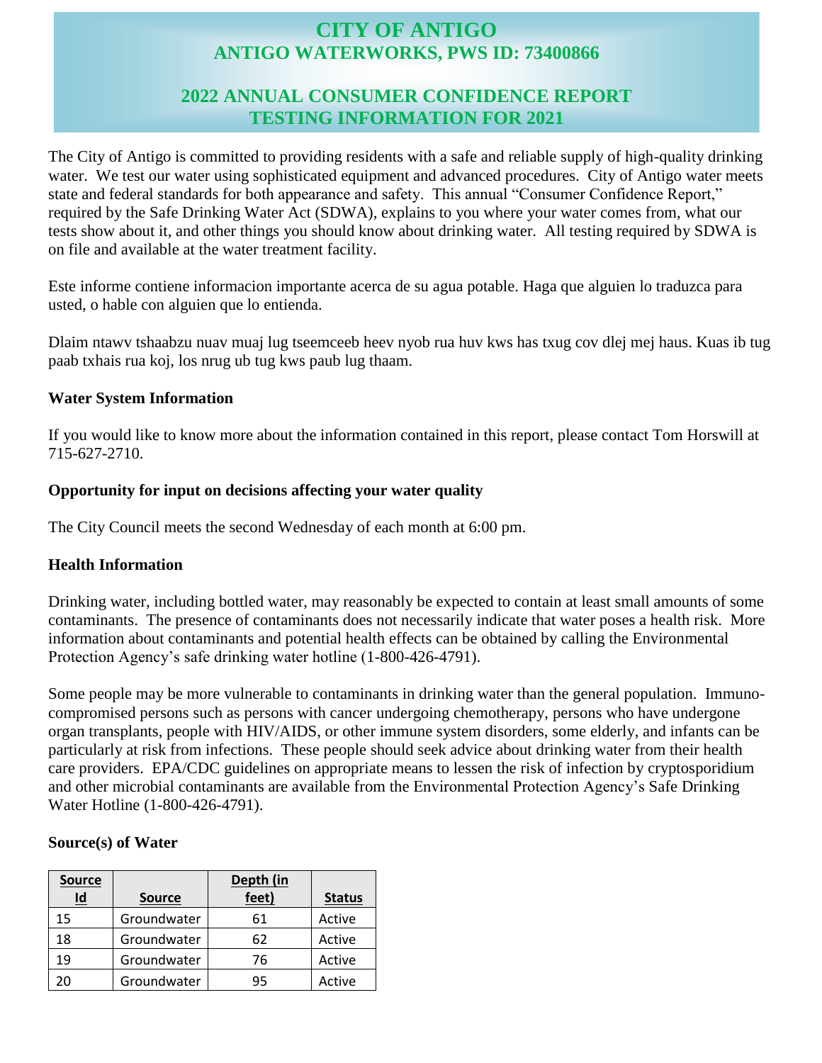# CITY OF ANTIGO
## ANTIGO WATERWORKS, PWS ID: 73400866

## 2022 ANNUAL CONSUMER CONFIDENCE REPORT
## TESTING INFORMATION FOR 2021

The City of Antigo is committed to providing residents with a safe and reliable supply of high-quality drinking water. We test our water using sophisticated equipment and advanced procedures. City of Antigo water meets state and federal standards for both appearance and safety. This annual "Consumer Confidence Report," required by the Safe Drinking Water Act (SDWA), explains to you where your water comes from, what our tests show about it, and other things you should know about drinking water. All testing required by SDWA is on file and available at the water treatment facility.

Este informe contiene informacion importante acerca de su agua potable. Haga que alguien lo traduzca para usted, o hable con alguien que lo entienda.

Dlaim ntawv tshaabzu nuav muaj lug tseemceeb heev nyob rua huv kws has txug cov dlej mej haus. Kuas ib tug paab txhais rua koj, los nrug ub tug kws paub lug thaam.

### Water System Information

If you would like to know more about the information contained in this report, please contact Tom Horswill at 715-627-2710.

### Opportunity for input on decisions affecting your water quality

The City Council meets the second Wednesday of each month at 6:00 pm.

### Health Information

Drinking water, including bottled water, may reasonably be expected to contain at least small amounts of some contaminants. The presence of contaminants does not necessarily indicate that water poses a health risk. More information about contaminants and potential health effects can be obtained by calling the Environmental Protection Agency's safe drinking water hotline (1-800-426-4791).

Some people may be more vulnerable to contaminants in drinking water than the general population. Immuno-compromised persons such as persons with cancer undergoing chemotherapy, persons who have undergone organ transplants, people with HIV/AIDS, or other immune system disorders, some elderly, and infants can be particularly at risk from infections. These people should seek advice about drinking water from their health care providers. EPA/CDC guidelines on appropriate means to lessen the risk of infection by cryptosporidium and other microbial contaminants are available from the Environmental Protection Agency's Safe Drinking Water Hotline (1-800-426-4791).

### Source(s) of Water

| Source Id | Source | Depth (in feet) | Status |
|---|---|---|---|
| 15 | Groundwater | 61 | Active |
| 18 | Groundwater | 62 | Active |
| 19 | Groundwater | 76 | Active |
| 20 | Groundwater | 95 | Active |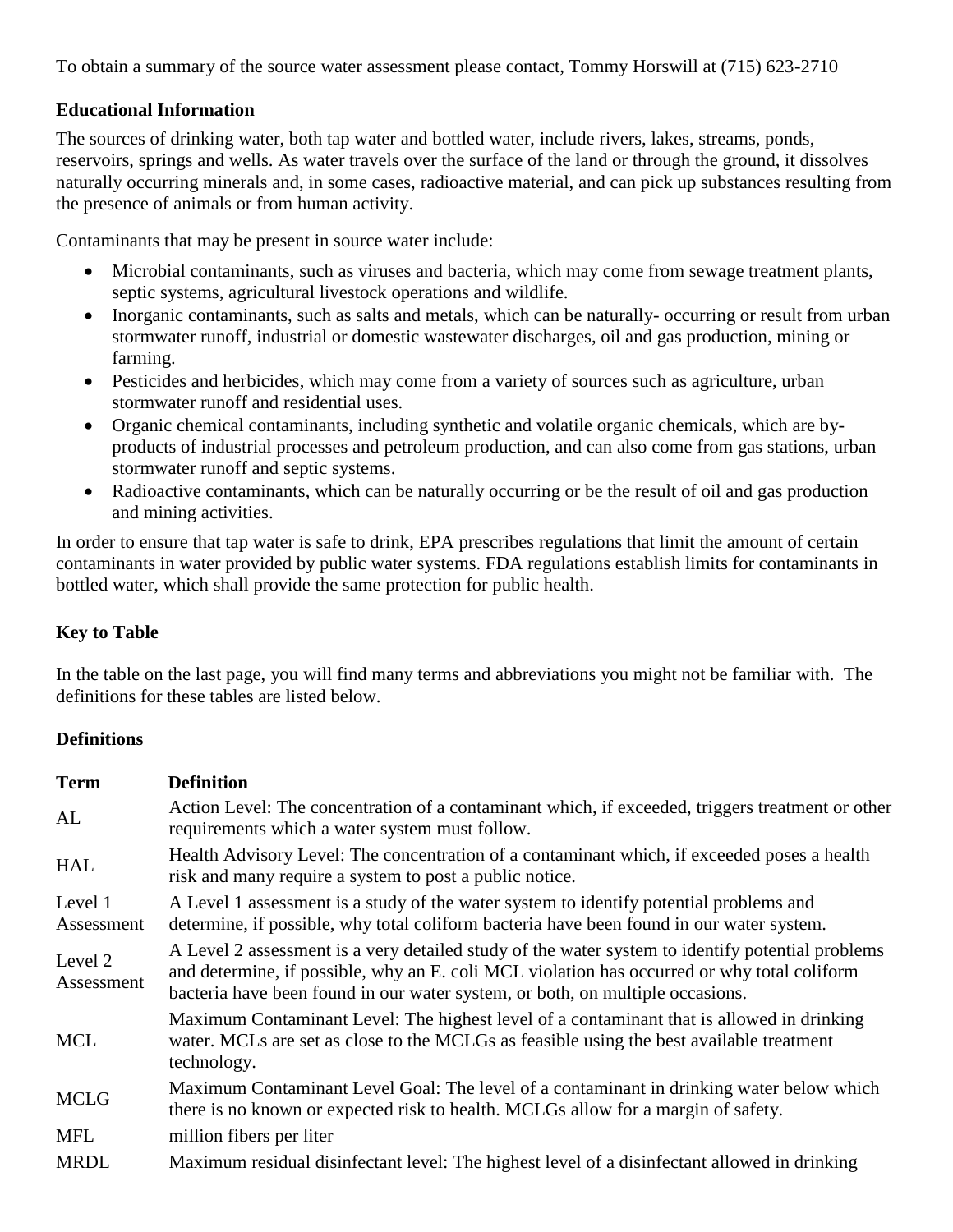To obtain a summary of the source water assessment please contact, Tommy Horswill at (715) 623-2710

**Educational Information**

The sources of drinking water, both tap water and bottled water, include rivers, lakes, streams, ponds, reservoirs, springs and wells. As water travels over the surface of the land or through the ground, it dissolves naturally occurring minerals and, in some cases, radioactive material, and can pick up substances resulting from the presence of animals or from human activity.

Contaminants that may be present in source water include:

- Microbial contaminants, such as viruses and bacteria, which may come from sewage treatment plants, septic systems, agricultural livestock operations and wildlife.
- Inorganic contaminants, such as salts and metals, which can be naturally- occurring or result from urban stormwater runoff, industrial or domestic wastewater discharges, oil and gas production, mining or farming.
- Pesticides and herbicides, which may come from a variety of sources such as agriculture, urban stormwater runoff and residential uses.
- Organic chemical contaminants, including synthetic and volatile organic chemicals, which are by-products of industrial processes and petroleum production, and can also come from gas stations, urban stormwater runoff and septic systems.
- Radioactive contaminants, which can be naturally occurring or be the result of oil and gas production and mining activities.

In order to ensure that tap water is safe to drink, EPA prescribes regulations that limit the amount of certain contaminants in water provided by public water systems. FDA regulations establish limits for contaminants in bottled water, which shall provide the same protection for public health.

**Key to Table**

In the table on the last page, you will find many terms and abbreviations you might not be familiar with. The definitions for these tables are listed below.

**Definitions**

| Term | Definition |
|---|---|
| AL | Action Level: The concentration of a contaminant which, if exceeded, triggers treatment or other requirements which a water system must follow. |
| HAL | Health Advisory Level: The concentration of a contaminant which, if exceeded poses a health risk and many require a system to post a public notice. |
| Level 1 Assessment | A Level 1 assessment is a study of the water system to identify potential problems and determine, if possible, why total coliform bacteria have been found in our water system. |
| Level 2 Assessment | A Level 2 assessment is a very detailed study of the water system to identify potential problems and determine, if possible, why an E. coli MCL violation has occurred or why total coliform bacteria have been found in our water system, or both, on multiple occasions. |
| MCL | Maximum Contaminant Level: The highest level of a contaminant that is allowed in drinking water. MCLs are set as close to the MCLGs as feasible using the best available treatment technology. |
| MCLG | Maximum Contaminant Level Goal: The level of a contaminant in drinking water below which there is no known or expected risk to health. MCLGs allow for a margin of safety. |
| MFL | million fibers per liter |
| MRDL | Maximum residual disinfectant level: The highest level of a disinfectant allowed in drinking |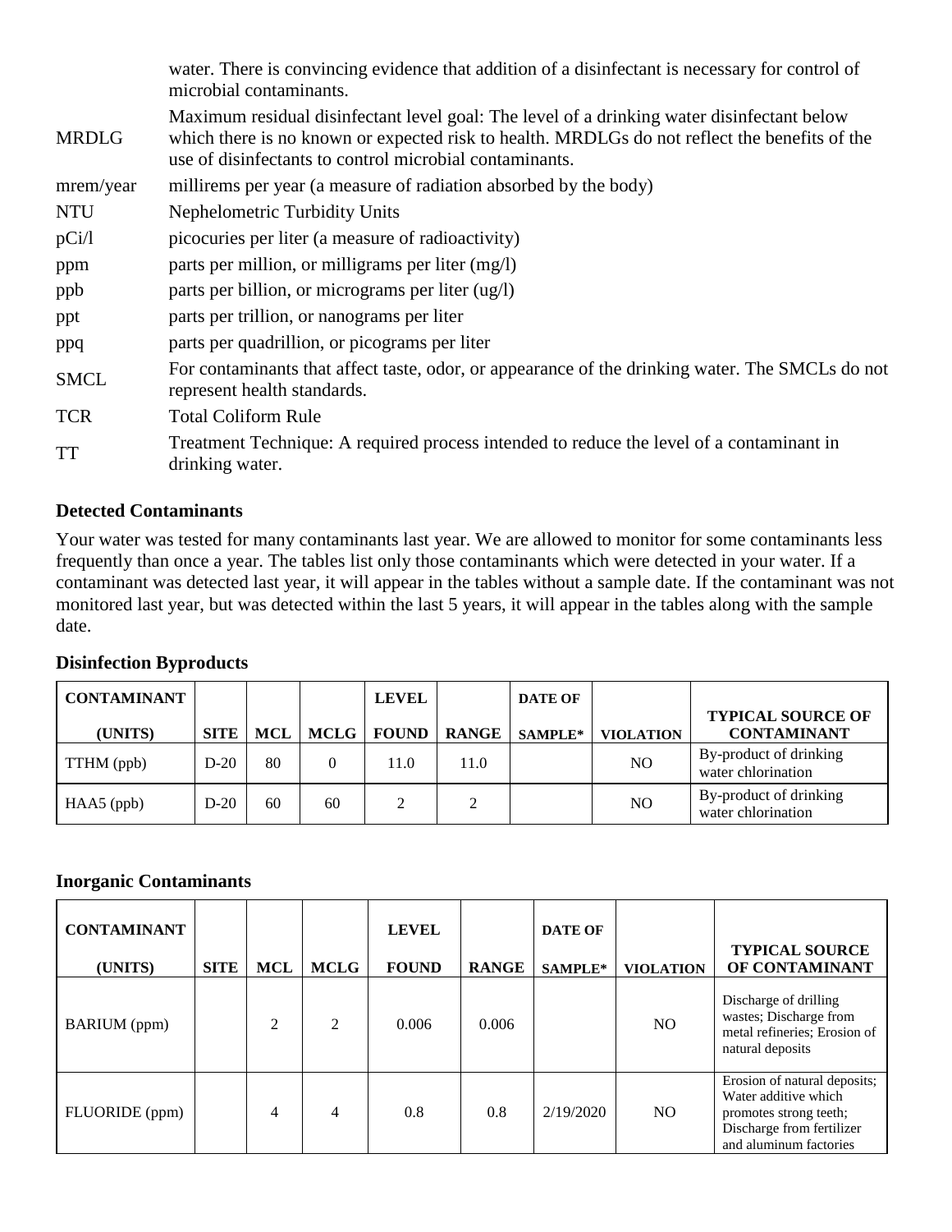| | |
|---|---|
| | water. There is convincing evidence that addition of a disinfectant is necessary for control of microbial contaminants. |
| MRDLG | Maximum residual disinfectant level goal: The level of a drinking water disinfectant below which there is no known or expected risk to health. MRDLGs do not reflect the benefits of the use of disinfectants to control microbial contaminants. |
| mrem/year | millirems per year (a measure of radiation absorbed by the body) |
| NTU | Nephelometric Turbidity Units |
| pCi/l | picocuries per liter (a measure of radioactivity) |
| ppm | parts per million, or milligrams per liter (mg/l) |
| ppb | parts per billion, or micrograms per liter (ug/l) |
| ppt | parts per trillion, or nanograms per liter |
| ppq | parts per quadrillion, or picograms per liter |
| SMCL | For contaminants that affect taste, odor, or appearance of the drinking water. The SMCLs do not represent health standards. |
| TCR | Total Coliform Rule |
| TT | Treatment Technique: A required process intended to reduce the level of a contaminant in drinking water. |

### Detected Contaminants

Your water was tested for many contaminants last year. We are allowed to monitor for some contaminants less frequently than once a year. The tables list only those contaminants which were detected in your water. If a contaminant was detected last year, it will appear in the tables without a sample date. If the contaminant was not monitored last year, but was detected within the last 5 years, it will appear in the tables along with the sample date.

### Disinfection Byproducts

| CONTAMINANT (UNITS) | SITE | MCL | MCLG | LEVEL FOUND | RANGE | DATE OF SAMPLE* | VIOLATION | TYPICAL SOURCE OF CONTAMINANT |
|---|---|---|---|---|---|---|---|---|
| TTHM (ppb) | D-20 | 80 | 0 | 11.0 | 11.0 | | NO | By-product of drinking water chlorination |
| HAA5 (ppb) | D-20 | 60 | 60 | 2 | 2 | | NO | By-product of drinking water chlorination |

### Inorganic Contaminants

| CONTAMINANT (UNITS) | SITE | MCL | MCLG | LEVEL FOUND | RANGE | DATE OF SAMPLE* | VIOLATION | TYPICAL SOURCE OF CONTAMINANT |
|---|---|---|---|---|---|---|---|---|
| BARIUM (ppm) | | 2 | 2 | 0.006 | 0.006 | | NO | Discharge of drilling wastes; Discharge from metal refineries; Erosion of natural deposits |
| FLUORIDE (ppm) | | 4 | 4 | 0.8 | 0.8 | 2/19/2020 | NO | Erosion of natural deposits; Water additive which promotes strong teeth; Discharge from fertilizer and aluminum factories |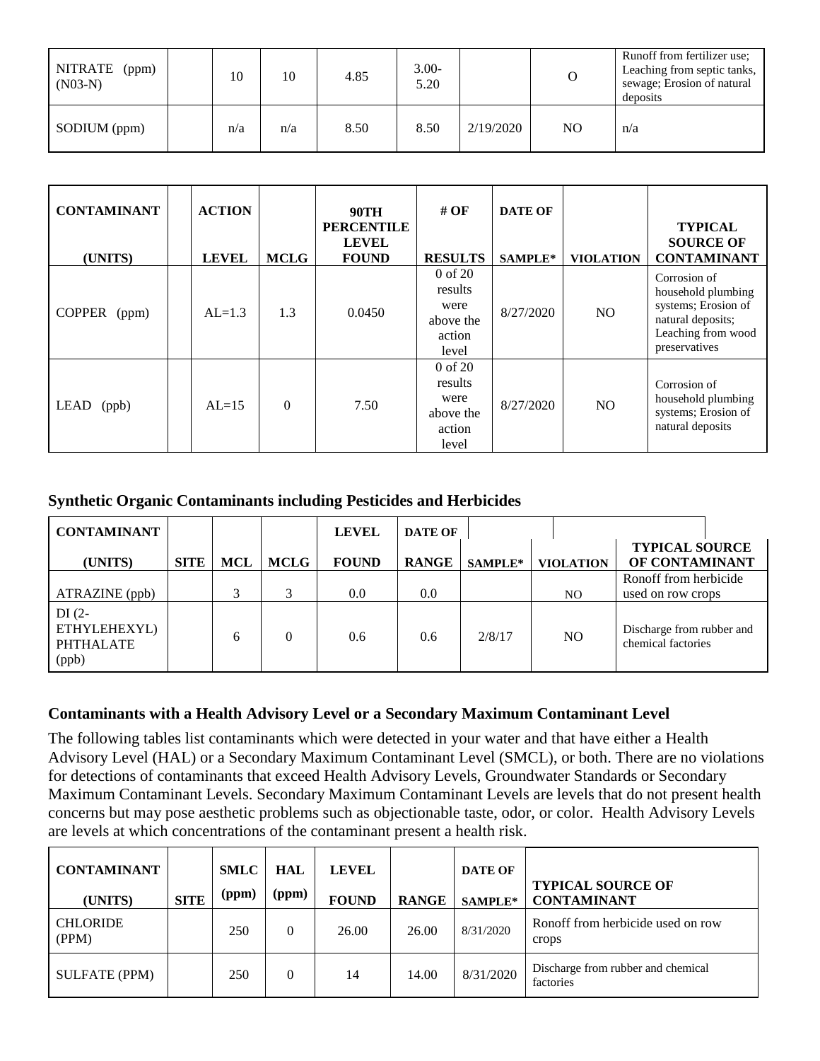| NITRATE (ppm) (N03-N) | | 10 | 10 | 4.85 | 3.00-5.20 | | O | Runoff from fertilizer use; Leaching from septic tanks, sewage; Erosion of natural deposits |
|---|---|---|---|---|---|---|---|---|
| SODIUM (ppm) | | n/a | n/a | 8.50 | 8.50 | 2/19/2020 | NO | n/a |

| CONTAINANT (UNITS) | | ACTION LEVEL | MCLG | 90TH PERCENTILE LEVEL FOUND | # OF RESULTS | DATE OF SAMPLE* | VIOLATION | TYPICAL SOURCE OF CONTAMINANT |
|---|---|---|---|---|---|---|---|---|
| COPPER (ppm) | | AL=1.3 | 1.3 | 0.0450 | 0 of 20 results were above the action level | 8/27/2020 | NO | Corrosion of household plumbing systems; Erosion of natural deposits; Leaching from wood preservatives |
| LEAD (ppb) | | AL=15 | 0 | 7.50 | 0 of 20 results were above the action level | 8/27/2020 | NO | Corrosion of household plumbing systems; Erosion of natural deposits |

### Synthetic Organic Contaminants including Pesticides and Herbicides

| CONTAMINANT (UNITS) | SITE | MCL | MCLG | LEVEL FOUND | DATE OF RANGE | SAMPLE* | VIOLATION | TYPICAL SOURCE OF CONTAMINANT |
|---|---|---|---|---|---|---|---|---|
| ATRAZINE (ppb) | | 3 | 3 | 0.0 | 0.0 | | NO | Ronoff from herbicide used on row crops |
| DI (2-ETHYLEHEXYL) PHTHALATE (ppb) | | 6 | 0 | 0.6 | 0.6 | 2/8/17 | NO | Discharge from rubber and chemical factories |

### Contaminants with a Health Advisory Level or a Secondary Maximum Contaminant Level

The following tables list contaminants which were detected in your water and that have either a Health Advisory Level (HAL) or a Secondary Maximum Contaminant Level (SMCL), or both. There are no violations for detections of contaminants that exceed Health Advisory Levels, Groundwater Standards or Secondary Maximum Contaminant Levels. Secondary Maximum Contaminant Levels are levels that do not present health concerns but may pose aesthetic problems such as objectionable taste, odor, or color. Health Advisory Levels are levels at which concentrations of the contaminant present a health risk.

| CONTAMINANT (UNITS) | SITE | SMLC (ppm) | HAL (ppm) | LEVEL FOUND | RANGE | DATE OF SAMPLE* | TYPICAL SOURCE OF CONTAMINANT |
|---|---|---|---|---|---|---|---|
| CHLORIDE (PPM) | | 250 | 0 | 26.00 | 26.00 | 8/31/2020 | Ronoff from herbicide used on row crops |
| SULFATE (PPM) | | 250 | 0 | 14 | 14.00 | 8/31/2020 | Discharge from rubber and chemical factories |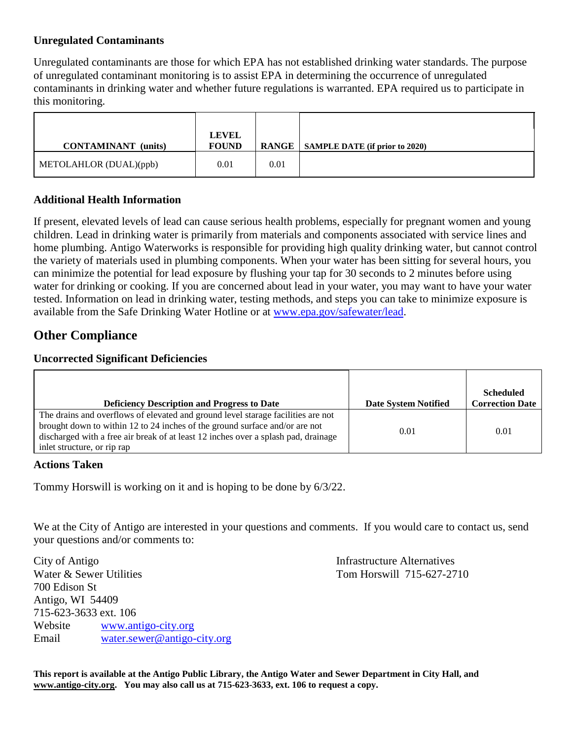### Unregulated Contaminants

Unregulated contaminants are those for which EPA has not established drinking water standards. The purpose of unregulated contaminant monitoring is to assist EPA in determining the occurrence of unregulated contaminants in drinking water and whether future regulations is warranted. EPA required us to participate in this monitoring.

| CONTAMINANT (units) | LEVEL FOUND | RANGE | SAMPLE DATE (if prior to 2020) |
|---|---|---|---|
| METOLAHLOR (DUAL)(ppb) | 0.01 | 0.01 | |

### Additional Health Information

If present, elevated levels of lead can cause serious health problems, especially for pregnant women and young children. Lead in drinking water is primarily from materials and components associated with service lines and home plumbing. Antigo Waterworks is responsible for providing high quality drinking water, but cannot control the variety of materials used in plumbing components. When your water has been sitting for several hours, you can minimize the potential for lead exposure by flushing your tap for 30 seconds to 2 minutes before using water for drinking or cooking. If you are concerned about lead in your water, you may want to have your water tested. Information on lead in drinking water, testing methods, and steps you can take to minimize exposure is available from the Safe Drinking Water Hotline or at www.epa.gov/safewater/lead.

## Other Compliance

### Uncorrected Significant Deficiencies

| Deficiency Description and Progress to Date | Date System Notified | Scheduled Correction Date |
|---|---|---|
| The drains and overflows of elevated and ground level starage facilities are not brought down to within 12 to 24 inches of the ground surface and/or are not discharged with a free air break of at least 12 inches over a splash pad, drainage inlet structure, or rip rap | 0.01 | 0.01 |

### Actions Taken

Tommy Horswill is working on it and is hoping to be done by 6/3/22.

We at the City of Antigo are interested in your questions and comments. If you would care to contact us, send your questions and/or comments to:

City of Antigo
Water & Sewer Utilities
700 Edison St
Antigo, WI 54409
715-623-3633 ext. 106
Website www.antigo-city.org
Email water.sewer@antigo-city.org

Infrastructure Alternatives
Tom Horswill 715-627-2710

**This report is available at the Antigo Public Library, the Antigo Water and Sewer Department in City Hall, and www.antigo-city.org. You may also call us at 715-623-3633, ext. 106 to request a copy.**